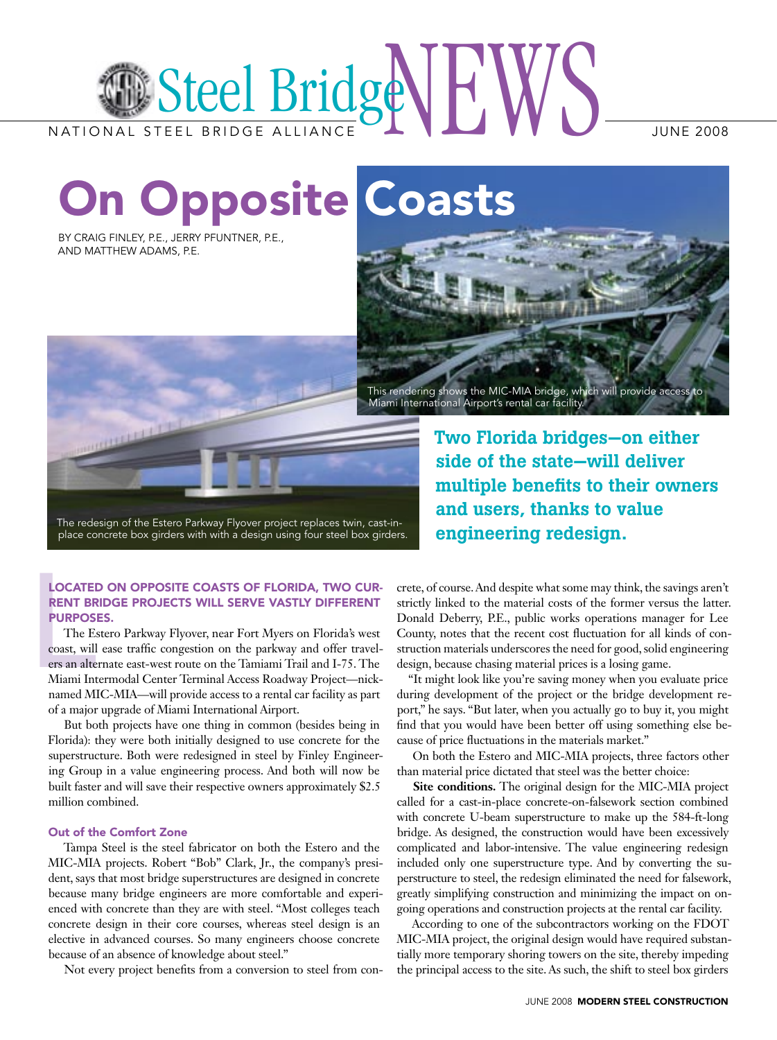# On Opposite Coasts

BY CRAIG FINLEY, P.E., JERRY PFUNTNER, P.E., AND MATTHEW ADAMS, P.E.

This rendering shows the MIC-MIA bridge, which will provide access to Miami International Airport's rental car facility.

The redesign of the Estero Parkway Flyover project replaces twin, cast-in-place concrete box girders with with a design using four steel box girders.

**Two Florida bridges—on either side of the state—will deliver multiple benefits to their owners and users, thanks to value engineering redesign.**

**LOCATED ON OPPOSITE COASTS OF FLORIDA, TWO CURRENT BRIDGE PROJECTS WILL SERVE VASTLY DIFFERENT PURPOSES.**

The Estero Parkway Flyover, near Fort Myers on Florida's west coast, will ease traffic congestion on the parkway and offer travelers an alternate east-west route on the Tamiami Trail and I-75. The Miami Intermodal Center Terminal Access Roadway Project—nicknamed MIC-MIA—will provide access to a rental car facility as part of a major upgrade of Miami International Airport.

But both projects have one thing in common (besides being in Florida): they were both initially designed to use concrete for the superstructure. Both were redesigned in steel by Finley Engineering Group in a value engineering process. And both will now be built faster and will save their respective owners approximately $2.5 million combined.

### Out of the Comfort Zone

Tampa Steel is the steel fabricator on both the Estero and the MIC-MIA projects. Robert "Bob" Clark, Jr., the company's president, says that most bridge superstructures are designed in concrete because many bridge engineers are more comfortable and experienced with concrete than they are with steel. "Most colleges teach concrete design in their core courses, whereas steel design is an elective in advanced courses. So many engineers choose concrete because of an absence of knowledge about steel."

Not every project benefits from a conversion to steel from concrete, of course. And despite what some may think, the savings aren't strictly linked to the material costs of the former versus the latter. Donald Deberry, P.E., public works operations manager for Lee County, notes that the recent cost fluctuation for all kinds of construction materials underscores the need for good, solid engineering design, because chasing material prices is a losing game.

"It might look like you're saving money when you evaluate price during development of the project or the bridge development report," he says. "But later, when you actually go to buy it, you might find that you would have been better off using something else because of price fluctuations in the materials market."

On both the Estero and MIC-MIA projects, three factors other than material price dictated that steel was the better choice:

**Site conditions.** The original design for the MIC-MIA project called for a cast-in-place concrete-on-falsework section combined with concrete U-beam superstructure to make up the 584-ft-long bridge. As designed, the construction would have been excessively complicated and labor-intensive. The value engineering redesign included only one superstructure type. And by converting the superstructure to steel, the redesign eliminated the need for falsework, greatly simplifying construction and minimizing the impact on ongoing operations and construction projects at the rental car facility.

According to one of the subcontractors working on the FDOT MIC-MIA project, the original design would have required substantially more temporary shoring towers on the site, thereby impeding the principal access to the site. As such, the shift to steel box girders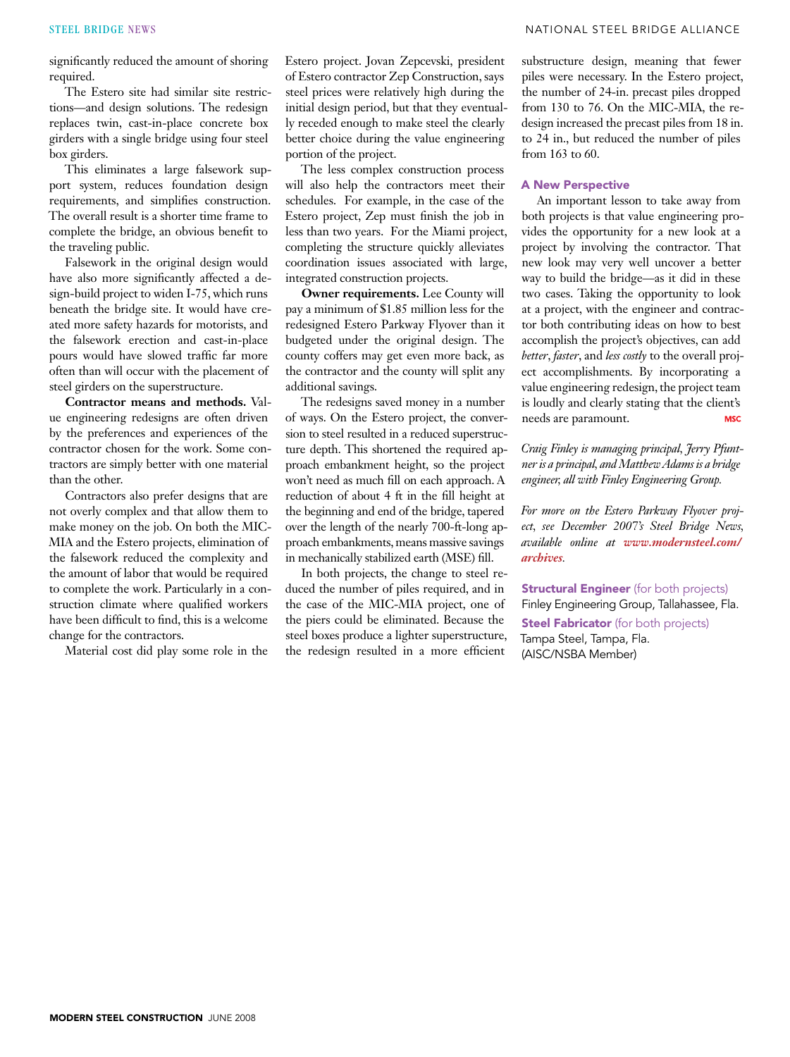significantly reduced the amount of shoring required.

The Estero site had similar site restrictions—and design solutions. The redesign replaces twin, cast-in-place concrete box girders with a single bridge using four steel box girders.

This eliminates a large falsework support system, reduces foundation design requirements, and simplifies construction. The overall result is a shorter time frame to complete the bridge, an obvious benefit to the traveling public.

Falsework in the original design would have also more significantly affected a design-build project to widen I-75, which runs beneath the bridge site. It would have created more safety hazards for motorists, and the falsework erection and cast-in-place pours would have slowed traffic far more often than will occur with the placement of steel girders on the superstructure.

**Contractor means and methods.** Value engineering redesigns are often driven by the preferences and experiences of the contractor chosen for the work. Some contractors are simply better with one material than the other.

Contractors also prefer designs that are not overly complex and that allow them to make money on the job. On both the MIC-MIA and the Estero projects, elimination of the falsework reduced the complexity and the amount of labor that would be required to complete the work. Particularly in a construction climate where qualified workers have been difficult to find, this is a welcome change for the contractors.

Material cost did play some role in the Estero project. Jovan Zepcevski, president of Estero contractor Zep Construction, says steel prices were relatively high during the initial design period, but that they eventually receded enough to make steel the clearly better choice during the value engineering portion of the project.

The less complex construction process will also help the contractors meet their schedules. For example, in the case of the Estero project, Zep must finish the job in less than two years. For the Miami project, completing the structure quickly alleviates coordination issues associated with large, integrated construction projects.

**Owner requirements.** Lee County will pay a minimum of $1.85 million less for the redesigned Estero Parkway Flyover than it budgeted under the original design. The county coffers may get even more back, as the contractor and the county will split any additional savings.

The redesigns saved money in a number of ways. On the Estero project, the conversion to steel resulted in a reduced superstructure depth. This shortened the required approach embankment height, so the project won't need as much fill on each approach. A reduction of about 4 ft in the fill height at the beginning and end of the bridge, tapered over the length of the nearly 700-ft-long approach embankments, means massive savings in mechanically stabilized earth (MSE) fill.

In both projects, the change to steel reduced the number of piles required, and in the case of the MIC-MIA project, one of the piers could be eliminated. Because the steel boxes produce a lighter superstructure, the redesign resulted in a more efficient substructure design, meaning that fewer piles were necessary. In the Estero project, the number of 24-in. precast piles dropped from 130 to 76. On the MIC-MIA, the redesign increased the precast piles from 18 in. to 24 in., but reduced the number of piles from 163 to 60.

## A New Perspective

An important lesson to take away from both projects is that value engineering provides the opportunity for a new look at a project by involving the contractor. That new look may very well uncover a better way to build the bridge—as it did in these two cases. Taking the opportunity to look at a project, with the engineer and contractor both contributing ideas on how to best accomplish the project's objectives, can add *better*, *faster*, and *less costly* to the overall project accomplishments. By incorporating a value engineering redesign, the project team is loudly and clearly stating that the client's needs are paramount. MSC

*Craig Finley is managing principal, Jerry Pfuntner is a principal, and Matthew Adams is a bridge engineer, all with Finley Engineering Group.*

*For more on the Estero Parkway Flyover project, see December 2007's Steel Bridge News, available online at **www.modernsteel.com/archives**.*

**Structural Engineer** (for both projects)
Finley Engineering Group, Tallahassee, Fla.

**Steel Fabricator** (for both projects)
Tampa Steel, Tampa, Fla.
(AISC/NSBA Member)